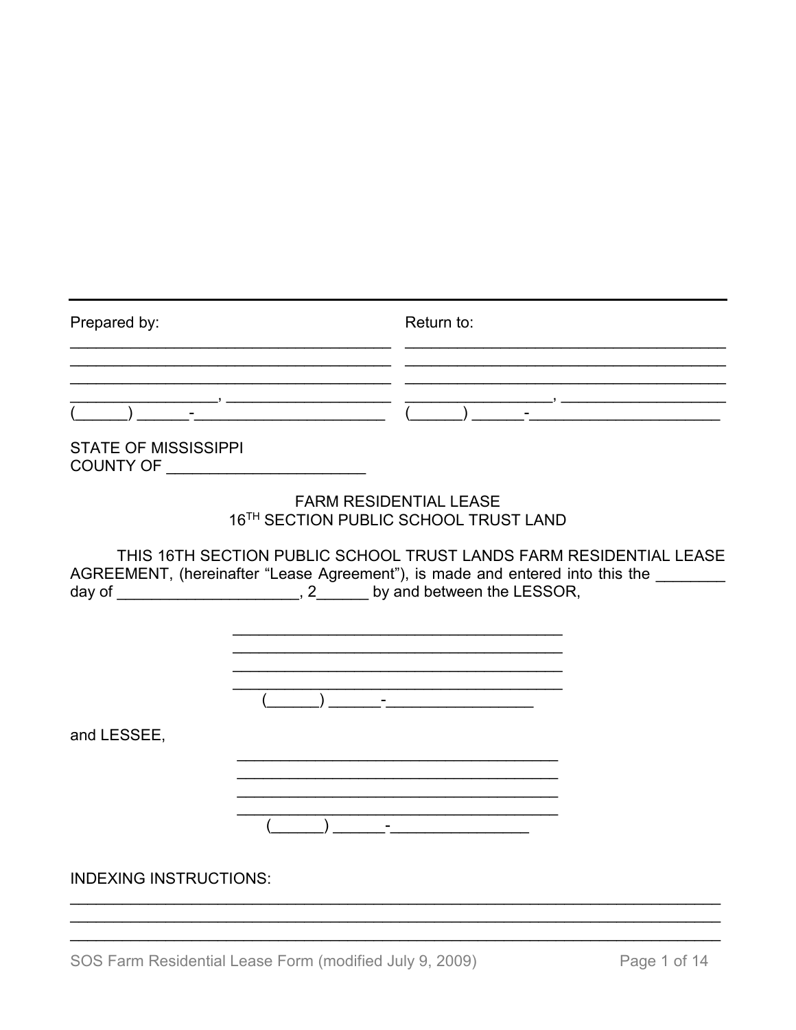Prepared by:

_____________________________________
_____________________________________
_____________________________________
_________________, ___________________
(______) ______-______________________

Return to:

_____________________________________
_____________________________________
_____________________________________
_________________, ___________________
(______) ______-______________________

STATE OF MISSISSIPPI
COUNTY OF ______________________

# FARM RESIDENTIAL LEASE
## 16TH SECTION PUBLIC SCHOOL TRUST LAND

THIS 16TH SECTION PUBLIC SCHOOL TRUST LANDS FARM RESIDENTIAL LEASE AGREEMENT, (hereinafter "Lease Agreement"), is made and entered into this the ________ day of _____________________, 2______ by and between the LESSOR,

_____________________________________
_____________________________________
_____________________________________
_____________________________________
(______) ______-________________

and LESSEE,

_____________________________________
_____________________________________
_____________________________________
_____________________________________
(______) ______-________________

INDEXING INSTRUCTIONS:

__________________________________________________________________________
__________________________________________________________________________
__________________________________________________________________________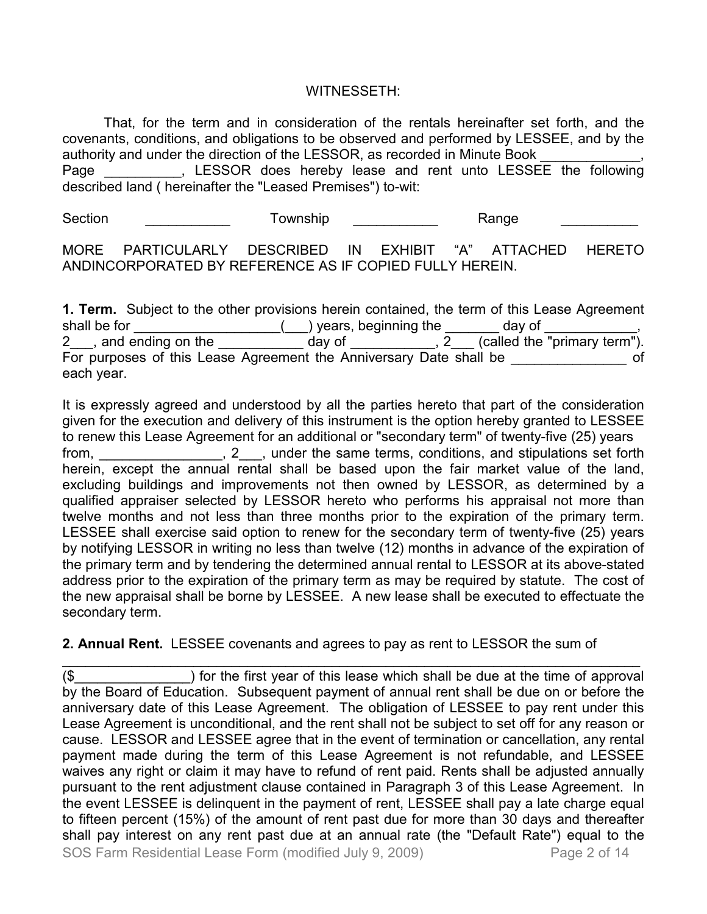WITNESSETH:

That, for the term and in consideration of the rentals hereinafter set forth, and the covenants, conditions, and obligations to be observed and performed by LESSEE, and by the authority and under the direction of the LESSOR, as recorded in Minute Book _____________, Page __________, LESSOR does hereby lease and rent unto LESSEE the following described land ( hereinafter the "Leased Premises") to-wit:

Section ___________ Township ___________ Range __________

MORE PARTICULARLY DESCRIBED IN EXHIBIT "A" ATTACHED HERETO ANDINCORPORATED BY REFERENCE AS IF COPIED FULLY HEREIN.

**1. Term.** Subject to the other provisions herein contained, the term of this Lease Agreement shall be for ___________________(___) years, beginning the _______ day of ____________, 2___, and ending on the ___________ day of ___________, 2___ (called the "primary term"). For purposes of this Lease Agreement the Anniversary Date shall be _______________ of each year.

It is expressly agreed and understood by all the parties hereto that part of the consideration given for the execution and delivery of this instrument is the option hereby granted to LESSEE to renew this Lease Agreement for an additional or "secondary term" of twenty-five (25) years from, ________________, 2___, under the same terms, conditions, and stipulations set forth herein, except the annual rental shall be based upon the fair market value of the land, excluding buildings and improvements not then owned by LESSOR, as determined by a qualified appraiser selected by LESSOR hereto who performs his appraisal not more than twelve months and not less than three months prior to the expiration of the primary term. LESSEE shall exercise said option to renew for the secondary term of twenty-five (25) years by notifying LESSOR in writing no less than twelve (12) months in advance of the expiration of the primary term and by tendering the determined annual rental to LESSOR at its above-stated address prior to the expiration of the primary term as may be required by statute. The cost of the new appraisal shall be borne by LESSEE. A new lease shall be executed to effectuate the secondary term.

**2. Annual Rent.** LESSEE covenants and agrees to pay as rent to LESSOR the sum of _________________________________________________________________________ ($_______________) for the first year of this lease which shall be due at the time of approval by the Board of Education. Subsequent payment of annual rent shall be due on or before the anniversary date of this Lease Agreement. The obligation of LESSEE to pay rent under this Lease Agreement is unconditional, and the rent shall not be subject to set off for any reason or cause. LESSOR and LESSEE agree that in the event of termination or cancellation, any rental payment made during the term of this Lease Agreement is not refundable, and LESSEE waives any right or claim it may have to refund of rent paid. Rents shall be adjusted annually pursuant to the rent adjustment clause contained in Paragraph 3 of this Lease Agreement. In the event LESSEE is delinquent in the payment of rent, LESSEE shall pay a late charge equal to fifteen percent (15%) of the amount of rent past due for more than 30 days and thereafter shall pay interest on any rent past due at an annual rate (the "Default Rate") equal to the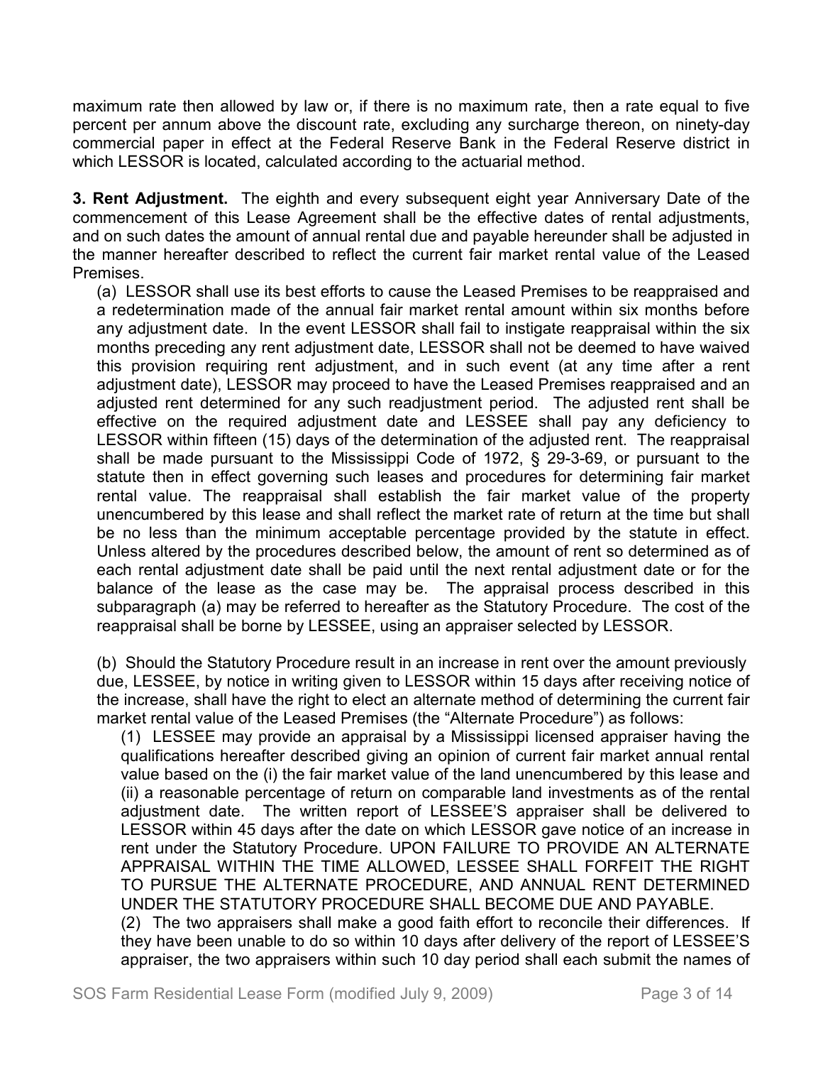maximum rate then allowed by law or, if there is no maximum rate, then a rate equal to five percent per annum above the discount rate, excluding any surcharge thereon, on ninety-day commercial paper in effect at the Federal Reserve Bank in the Federal Reserve district in which LESSOR is located, calculated according to the actuarial method.

**3. Rent Adjustment.** The eighth and every subsequent eight year Anniversary Date of the commencement of this Lease Agreement shall be the effective dates of rental adjustments, and on such dates the amount of annual rental due and payable hereunder shall be adjusted in the manner hereafter described to reflect the current fair market rental value of the Leased Premises.

(a) LESSOR shall use its best efforts to cause the Leased Premises to be reappraised and a redetermination made of the annual fair market rental amount within six months before any adjustment date. In the event LESSOR shall fail to instigate reappraisal within the six months preceding any rent adjustment date, LESSOR shall not be deemed to have waived this provision requiring rent adjustment, and in such event (at any time after a rent adjustment date), LESSOR may proceed to have the Leased Premises reappraised and an adjusted rent determined for any such readjustment period. The adjusted rent shall be effective on the required adjustment date and LESSEE shall pay any deficiency to LESSOR within fifteen (15) days of the determination of the adjusted rent. The reappraisal shall be made pursuant to the Mississippi Code of 1972, § 29-3-69, or pursuant to the statute then in effect governing such leases and procedures for determining fair market rental value. The reappraisal shall establish the fair market value of the property unencumbered by this lease and shall reflect the market rate of return at the time but shall be no less than the minimum acceptable percentage provided by the statute in effect. Unless altered by the procedures described below, the amount of rent so determined as of each rental adjustment date shall be paid until the next rental adjustment date or for the balance of the lease as the case may be. The appraisal process described in this subparagraph (a) may be referred to hereafter as the Statutory Procedure. The cost of the reappraisal shall be borne by LESSEE, using an appraiser selected by LESSOR.

(b) Should the Statutory Procedure result in an increase in rent over the amount previously due, LESSEE, by notice in writing given to LESSOR within 15 days after receiving notice of the increase, shall have the right to elect an alternate method of determining the current fair market rental value of the Leased Premises (the "Alternate Procedure") as follows:

(1) LESSEE may provide an appraisal by a Mississippi licensed appraiser having the qualifications hereafter described giving an opinion of current fair market annual rental value based on the (i) the fair market value of the land unencumbered by this lease and (ii) a reasonable percentage of return on comparable land investments as of the rental adjustment date. The written report of LESSEE'S appraiser shall be delivered to LESSOR within 45 days after the date on which LESSOR gave notice of an increase in rent under the Statutory Procedure. UPON FAILURE TO PROVIDE AN ALTERNATE APPRAISAL WITHIN THE TIME ALLOWED, LESSEE SHALL FORFEIT THE RIGHT TO PURSUE THE ALTERNATE PROCEDURE, AND ANNUAL RENT DETERMINED UNDER THE STATUTORY PROCEDURE SHALL BECOME DUE AND PAYABLE.

(2) The two appraisers shall make a good faith effort to reconcile their differences. If they have been unable to do so within 10 days after delivery of the report of LESSEE'S appraiser, the two appraisers within such 10 day period shall each submit the names of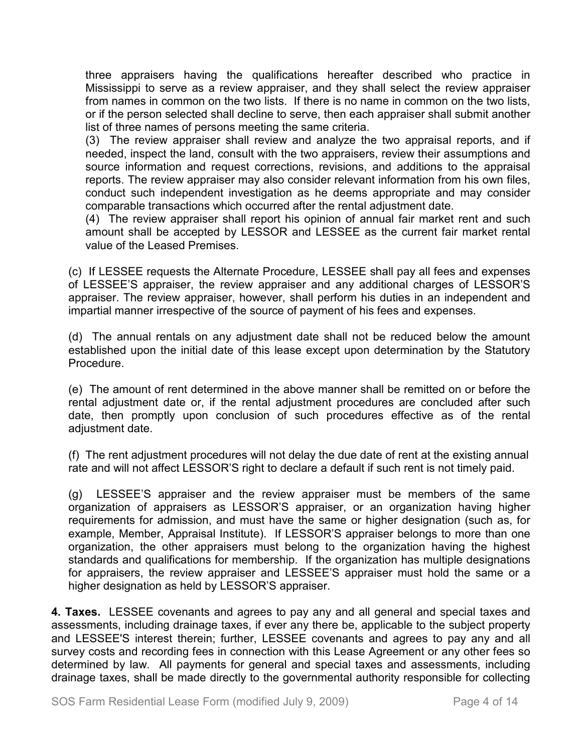three appraisers having the qualifications hereafter described who practice in Mississippi to serve as a review appraiser, and they shall select the review appraiser from names in common on the two lists. If there is no name in common on the two lists, or if the person selected shall decline to serve, then each appraiser shall submit another list of three names of persons meeting the same criteria.

(3) The review appraiser shall review and analyze the two appraisal reports, and if needed, inspect the land, consult with the two appraisers, review their assumptions and source information and request corrections, revisions, and additions to the appraisal reports. The review appraiser may also consider relevant information from his own files, conduct such independent investigation as he deems appropriate and may consider comparable transactions which occurred after the rental adjustment date.

(4) The review appraiser shall report his opinion of annual fair market rent and such amount shall be accepted by LESSOR and LESSEE as the current fair market rental value of the Leased Premises.

(c) If LESSEE requests the Alternate Procedure, LESSEE shall pay all fees and expenses of LESSEE'S appraiser, the review appraiser and any additional charges of LESSOR'S appraiser. The review appraiser, however, shall perform his duties in an independent and impartial manner irrespective of the source of payment of his fees and expenses.

(d) The annual rentals on any adjustment date shall not be reduced below the amount established upon the initial date of this lease except upon determination by the Statutory Procedure.

(e) The amount of rent determined in the above manner shall be remitted on or before the rental adjustment date or, if the rental adjustment procedures are concluded after such date, then promptly upon conclusion of such procedures effective as of the rental adjustment date.

(f) The rent adjustment procedures will not delay the due date of rent at the existing annual rate and will not affect LESSOR'S right to declare a default if such rent is not timely paid.

(g) LESSEE'S appraiser and the review appraiser must be members of the same organization of appraisers as LESSOR'S appraiser, or an organization having higher requirements for admission, and must have the same or higher designation (such as, for example, Member, Appraisal Institute). If LESSOR'S appraiser belongs to more than one organization, the other appraisers must belong to the organization having the highest standards and qualifications for membership. If the organization has multiple designations for appraisers, the review appraiser and LESSEE'S appraiser must hold the same or a higher designation as held by LESSOR'S appraiser.

**4. Taxes.** LESSEE covenants and agrees to pay any and all general and special taxes and assessments, including drainage taxes, if ever any there be, applicable to the subject property and LESSEE'S interest therein; further, LESSEE covenants and agrees to pay any and all survey costs and recording fees in connection with this Lease Agreement or any other fees so determined by law. All payments for general and special taxes and assessments, including drainage taxes, shall be made directly to the governmental authority responsible for collecting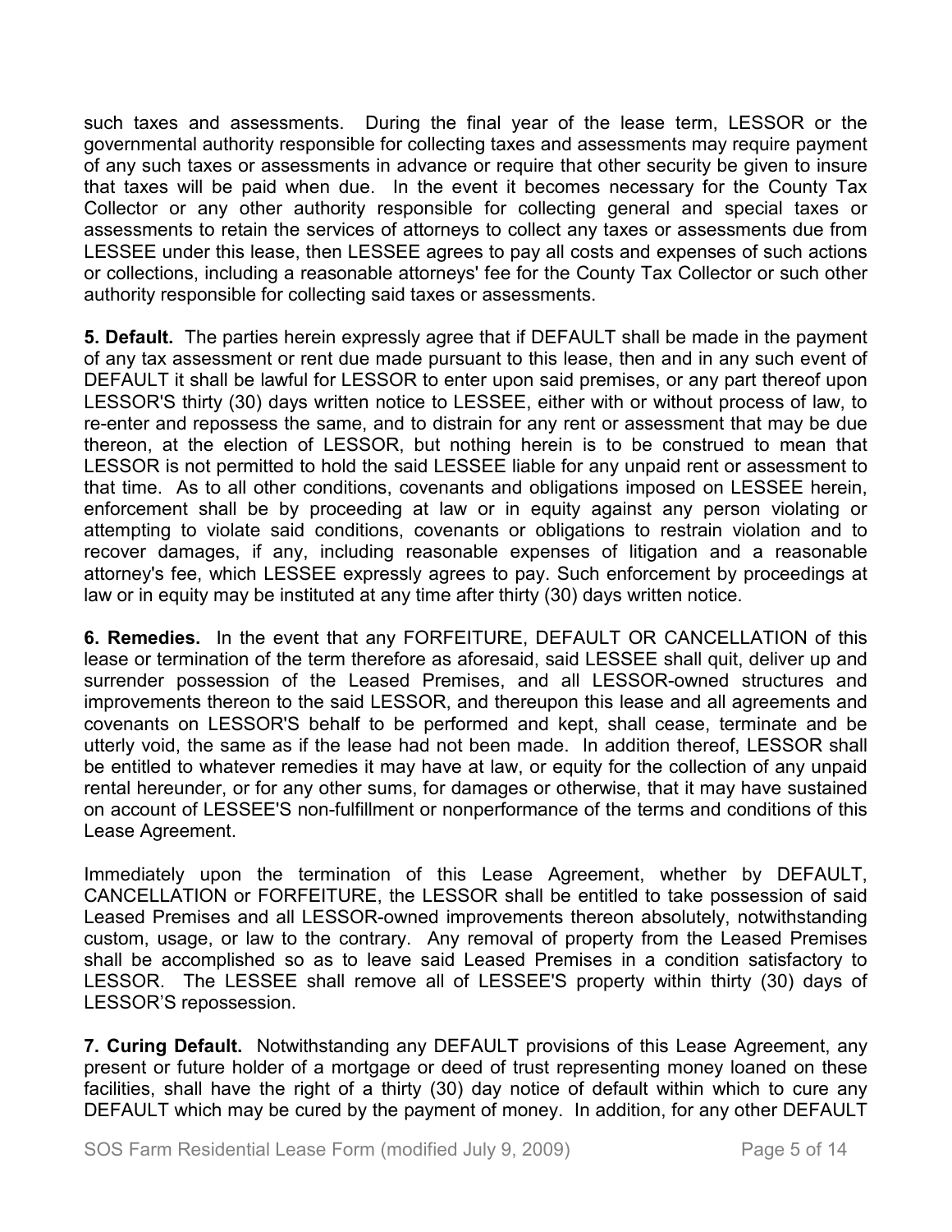such taxes and assessments. During the final year of the lease term, LESSOR or the governmental authority responsible for collecting taxes and assessments may require payment of any such taxes or assessments in advance or require that other security be given to insure that taxes will be paid when due. In the event it becomes necessary for the County Tax Collector or any other authority responsible for collecting general and special taxes or assessments to retain the services of attorneys to collect any taxes or assessments due from LESSEE under this lease, then LESSEE agrees to pay all costs and expenses of such actions or collections, including a reasonable attorneys' fee for the County Tax Collector or such other authority responsible for collecting said taxes or assessments.

**5. Default.** The parties herein expressly agree that if DEFAULT shall be made in the payment of any tax assessment or rent due made pursuant to this lease, then and in any such event of DEFAULT it shall be lawful for LESSOR to enter upon said premises, or any part thereof upon LESSOR'S thirty (30) days written notice to LESSEE, either with or without process of law, to re-enter and repossess the same, and to distrain for any rent or assessment that may be due thereon, at the election of LESSOR, but nothing herein is to be construed to mean that LESSOR is not permitted to hold the said LESSEE liable for any unpaid rent or assessment to that time. As to all other conditions, covenants and obligations imposed on LESSEE herein, enforcement shall be by proceeding at law or in equity against any person violating or attempting to violate said conditions, covenants or obligations to restrain violation and to recover damages, if any, including reasonable expenses of litigation and a reasonable attorney's fee, which LESSEE expressly agrees to pay. Such enforcement by proceedings at law or in equity may be instituted at any time after thirty (30) days written notice.

**6. Remedies.** In the event that any FORFEITURE, DEFAULT OR CANCELLATION of this lease or termination of the term therefore as aforesaid, said LESSEE shall quit, deliver up and surrender possession of the Leased Premises, and all LESSOR-owned structures and improvements thereon to the said LESSOR, and thereupon this lease and all agreements and covenants on LESSOR'S behalf to be performed and kept, shall cease, terminate and be utterly void, the same as if the lease had not been made. In addition thereof, LESSOR shall be entitled to whatever remedies it may have at law, or equity for the collection of any unpaid rental hereunder, or for any other sums, for damages or otherwise, that it may have sustained on account of LESSEE'S non-fulfillment or nonperformance of the terms and conditions of this Lease Agreement.

Immediately upon the termination of this Lease Agreement, whether by DEFAULT, CANCELLATION or FORFEITURE, the LESSOR shall be entitled to take possession of said Leased Premises and all LESSOR-owned improvements thereon absolutely, notwithstanding custom, usage, or law to the contrary. Any removal of property from the Leased Premises shall be accomplished so as to leave said Leased Premises in a condition satisfactory to LESSOR. The LESSEE shall remove all of LESSEE'S property within thirty (30) days of LESSOR'S repossession.

**7. Curing Default.** Notwithstanding any DEFAULT provisions of this Lease Agreement, any present or future holder of a mortgage or deed of trust representing money loaned on these facilities, shall have the right of a thirty (30) day notice of default within which to cure any DEFAULT which may be cured by the payment of money. In addition, for any other DEFAULT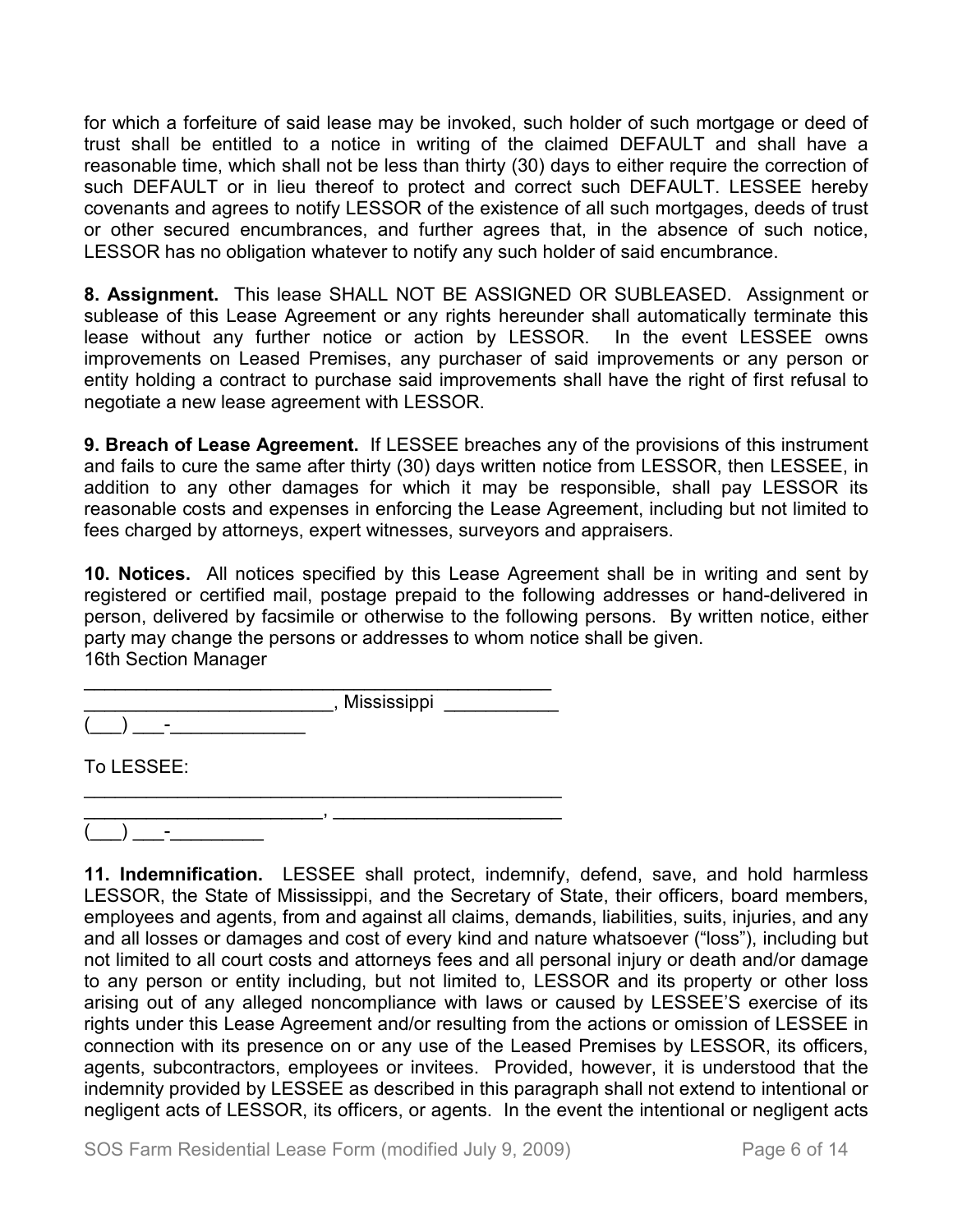for which a forfeiture of said lease may be invoked, such holder of such mortgage or deed of trust shall be entitled to a notice in writing of the claimed DEFAULT and shall have a reasonable time, which shall not be less than thirty (30) days to either require the correction of such DEFAULT or in lieu thereof to protect and correct such DEFAULT. LESSEE hereby covenants and agrees to notify LESSOR of the existence of all such mortgages, deeds of trust or other secured encumbrances, and further agrees that, in the absence of such notice, LESSOR has no obligation whatever to notify any such holder of said encumbrance.

**8. Assignment.** This lease SHALL NOT BE ASSIGNED OR SUBLEASED. Assignment or sublease of this Lease Agreement or any rights hereunder shall automatically terminate this lease without any further notice or action by LESSOR. In the event LESSEE owns improvements on Leased Premises, any purchaser of said improvements or any person or entity holding a contract to purchase said improvements shall have the right of first refusal to negotiate a new lease agreement with LESSOR.

**9. Breach of Lease Agreement.** If LESSEE breaches any of the provisions of this instrument and fails to cure the same after thirty (30) days written notice from LESSOR, then LESSEE, in addition to any other damages for which it may be responsible, shall pay LESSOR its reasonable costs and expenses in enforcing the Lease Agreement, including but not limited to fees charged by attorneys, expert witnesses, surveyors and appraisers.

**10. Notices.** All notices specified by this Lease Agreement shall be in writing and sent by registered or certified mail, postage prepaid to the following addresses or hand-delivered in person, delivered by facsimile or otherwise to the following persons. By written notice, either party may change the persons or addresses to whom notice shall be given.
16th Section Manager

______________________________________________
________________________, Mississippi ___________
(___) ___-_____________

To LESSEE:

______________________________________________
_______________________, _____________________
(___) ___-_________

**11. Indemnification.** LESSEE shall protect, indemnify, defend, save, and hold harmless LESSOR, the State of Mississippi, and the Secretary of State, their officers, board members, employees and agents, from and against all claims, demands, liabilities, suits, injuries, and any and all losses or damages and cost of every kind and nature whatsoever ("loss"), including but not limited to all court costs and attorneys fees and all personal injury or death and/or damage to any person or entity including, but not limited to, LESSOR and its property or other loss arising out of any alleged noncompliance with laws or caused by LESSEE'S exercise of its rights under this Lease Agreement and/or resulting from the actions or omission of LESSEE in connection with its presence on or any use of the Leased Premises by LESSOR, its officers, agents, subcontractors, employees or invitees. Provided, however, it is understood that the indemnity provided by LESSEE as described in this paragraph shall not extend to intentional or negligent acts of LESSOR, its officers, or agents. In the event the intentional or negligent acts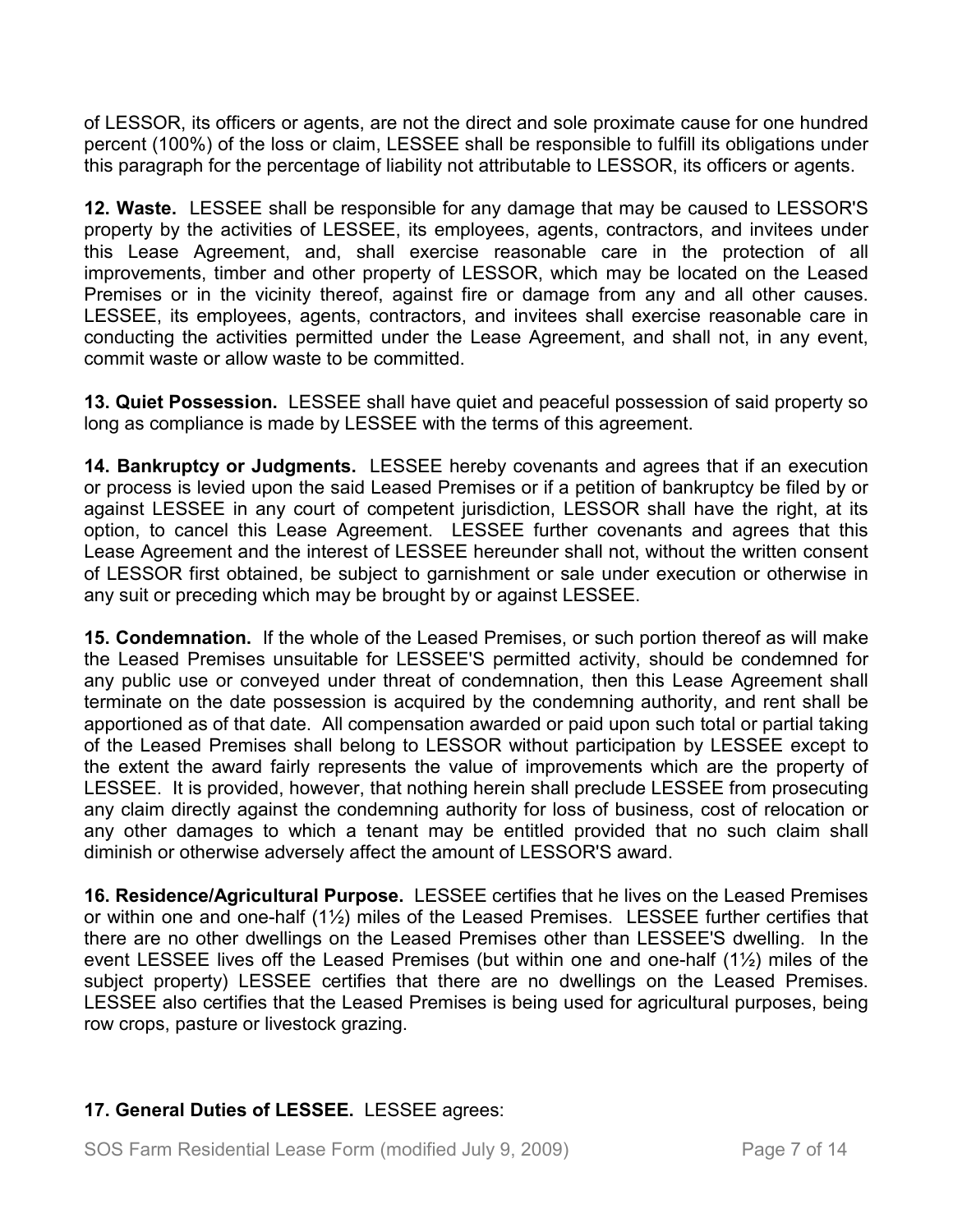of LESSOR, its officers or agents, are not the direct and sole proximate cause for one hundred percent (100%) of the loss or claim, LESSEE shall be responsible to fulfill its obligations under this paragraph for the percentage of liability not attributable to LESSOR, its officers or agents.

**12. Waste.** LESSEE shall be responsible for any damage that may be caused to LESSOR'S property by the activities of LESSEE, its employees, agents, contractors, and invitees under this Lease Agreement, and, shall exercise reasonable care in the protection of all improvements, timber and other property of LESSOR, which may be located on the Leased Premises or in the vicinity thereof, against fire or damage from any and all other causes. LESSEE, its employees, agents, contractors, and invitees shall exercise reasonable care in conducting the activities permitted under the Lease Agreement, and shall not, in any event, commit waste or allow waste to be committed.

**13. Quiet Possession.** LESSEE shall have quiet and peaceful possession of said property so long as compliance is made by LESSEE with the terms of this agreement.

**14. Bankruptcy or Judgments.** LESSEE hereby covenants and agrees that if an execution or process is levied upon the said Leased Premises or if a petition of bankruptcy be filed by or against LESSEE in any court of competent jurisdiction, LESSOR shall have the right, at its option, to cancel this Lease Agreement. LESSEE further covenants and agrees that this Lease Agreement and the interest of LESSEE hereunder shall not, without the written consent of LESSOR first obtained, be subject to garnishment or sale under execution or otherwise in any suit or preceding which may be brought by or against LESSEE.

**15. Condemnation.** If the whole of the Leased Premises, or such portion thereof as will make the Leased Premises unsuitable for LESSEE'S permitted activity, should be condemned for any public use or conveyed under threat of condemnation, then this Lease Agreement shall terminate on the date possession is acquired by the condemning authority, and rent shall be apportioned as of that date. All compensation awarded or paid upon such total or partial taking of the Leased Premises shall belong to LESSOR without participation by LESSEE except to the extent the award fairly represents the value of improvements which are the property of LESSEE. It is provided, however, that nothing herein shall preclude LESSEE from prosecuting any claim directly against the condemning authority for loss of business, cost of relocation or any other damages to which a tenant may be entitled provided that no such claim shall diminish or otherwise adversely affect the amount of LESSOR'S award.

**16. Residence/Agricultural Purpose.** LESSEE certifies that he lives on the Leased Premises or within one and one-half (1½) miles of the Leased Premises. LESSEE further certifies that there are no other dwellings on the Leased Premises other than LESSEE'S dwelling. In the event LESSEE lives off the Leased Premises (but within one and one-half (1½) miles of the subject property) LESSEE certifies that there are no dwellings on the Leased Premises. LESSEE also certifies that the Leased Premises is being used for agricultural purposes, being row crops, pasture or livestock grazing.

**17. General Duties of LESSEE.** LESSEE agrees: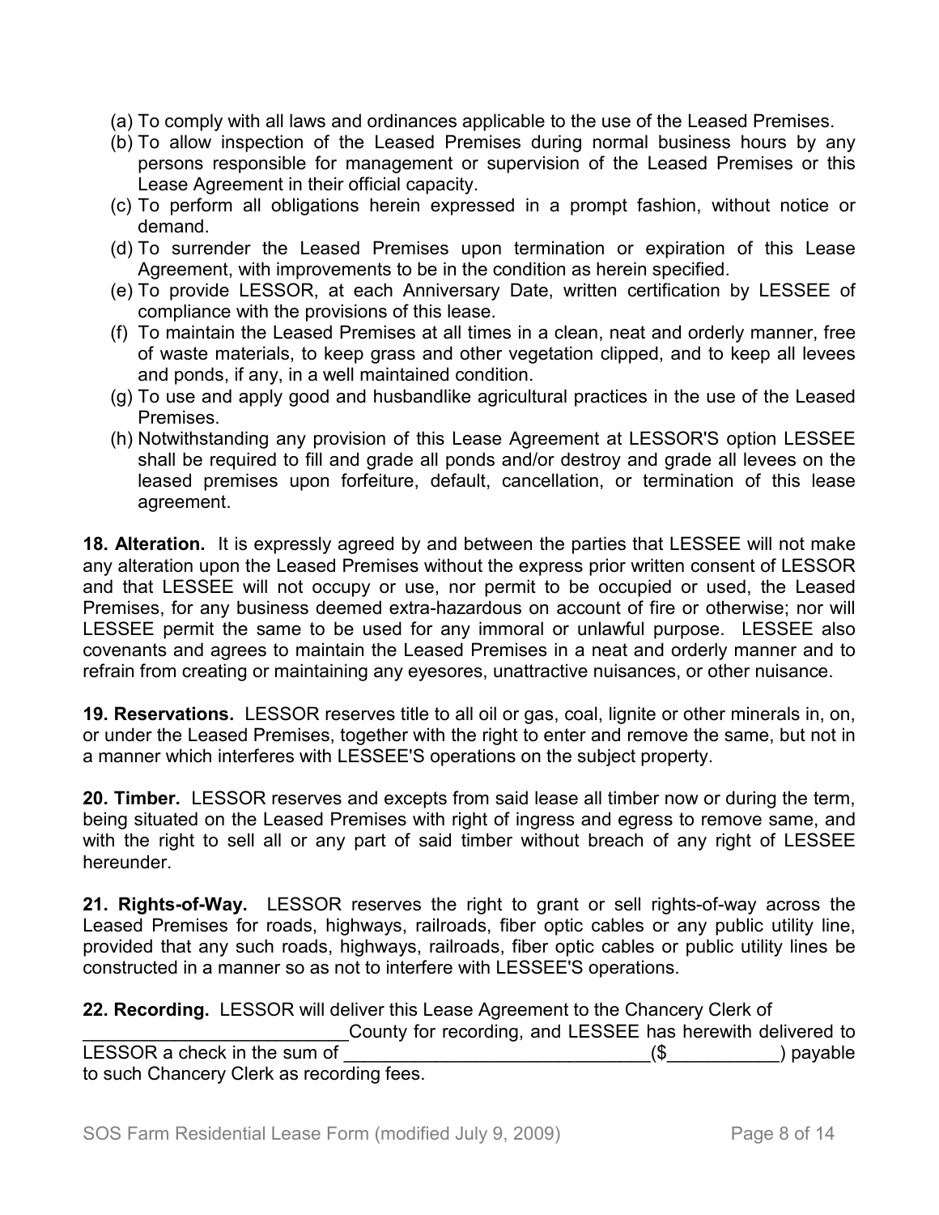(a) To comply with all laws and ordinances applicable to the use of the Leased Premises.

(b) To allow inspection of the Leased Premises during normal business hours by any persons responsible for management or supervision of the Leased Premises or this Lease Agreement in their official capacity.

(c) To perform all obligations herein expressed in a prompt fashion, without notice or demand.

(d) To surrender the Leased Premises upon termination or expiration of this Lease Agreement, with improvements to be in the condition as herein specified.

(e) To provide LESSOR, at each Anniversary Date, written certification by LESSEE of compliance with the provisions of this lease.

(f) To maintain the Leased Premises at all times in a clean, neat and orderly manner, free of waste materials, to keep grass and other vegetation clipped, and to keep all levees and ponds, if any, in a well maintained condition.

(g) To use and apply good and husbandlike agricultural practices in the use of the Leased Premises.

(h) Notwithstanding any provision of this Lease Agreement at LESSOR'S option LESSEE shall be required to fill and grade all ponds and/or destroy and grade all levees on the leased premises upon forfeiture, default, cancellation, or termination of this lease agreement.

**18. Alteration.** It is expressly agreed by and between the parties that LESSEE will not make any alteration upon the Leased Premises without the express prior written consent of LESSOR and that LESSEE will not occupy or use, nor permit to be occupied or used, the Leased Premises, for any business deemed extra-hazardous on account of fire or otherwise; nor will LESSEE permit the same to be used for any immoral or unlawful purpose. LESSEE also covenants and agrees to maintain the Leased Premises in a neat and orderly manner and to refrain from creating or maintaining any eyesores, unattractive nuisances, or other nuisance.

**19. Reservations.** LESSOR reserves title to all oil or gas, coal, lignite or other minerals in, on, or under the Leased Premises, together with the right to enter and remove the same, but not in a manner which interferes with LESSEE'S operations on the subject property.

**20. Timber.** LESSOR reserves and excepts from said lease all timber now or during the term, being situated on the Leased Premises with right of ingress and egress to remove same, and with the right to sell all or any part of said timber without breach of any right of LESSEE hereunder.

**21. Rights-of-Way.** LESSOR reserves the right to grant or sell rights-of-way across the Leased Premises for roads, highways, railroads, fiber optic cables or any public utility line, provided that any such roads, highways, railroads, fiber optic cables or public utility lines be constructed in a manner so as not to interfere with LESSEE'S operations.

**22. Recording.** LESSOR will deliver this Lease Agreement to the Chancery Clerk of \_\_\_\_\_\_\_\_\_\_\_\_\_\_\_\_\_\_\_\_\_\_\_\_\_\_ County for recording, and LESSEE has herewith delivered to LESSOR a check in the sum of \_\_\_\_\_\_\_\_\_\_\_\_\_\_\_\_\_\_\_\_\_\_\_\_\_\_\_\_\_\_\_($\_\_\_\_\_\_\_\_\_\_\_) payable to such Chancery Clerk as recording fees.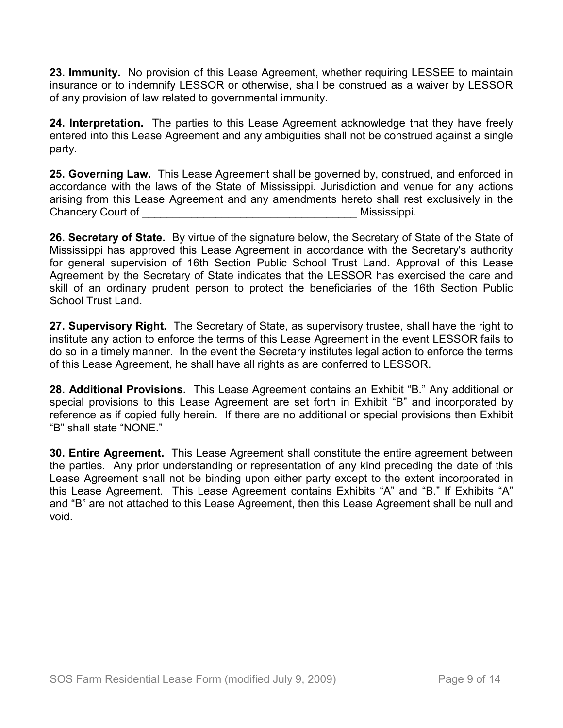**23. Immunity.** No provision of this Lease Agreement, whether requiring LESSEE to maintain insurance or to indemnify LESSOR or otherwise, shall be construed as a waiver by LESSOR of any provision of law related to governmental immunity.

**24. Interpretation.** The parties to this Lease Agreement acknowledge that they have freely entered into this Lease Agreement and any ambiguities shall not be construed against a single party.

**25. Governing Law.** This Lease Agreement shall be governed by, construed, and enforced in accordance with the laws of the State of Mississippi. Jurisdiction and venue for any actions arising from this Lease Agreement and any amendments hereto shall rest exclusively in the Chancery Court of ____________________________________ Mississippi.

**26. Secretary of State.** By virtue of the signature below, the Secretary of State of the State of Mississippi has approved this Lease Agreement in accordance with the Secretary's authority for general supervision of 16th Section Public School Trust Land. Approval of this Lease Agreement by the Secretary of State indicates that the LESSOR has exercised the care and skill of an ordinary prudent person to protect the beneficiaries of the 16th Section Public School Trust Land.

**27. Supervisory Right.** The Secretary of State, as supervisory trustee, shall have the right to institute any action to enforce the terms of this Lease Agreement in the event LESSOR fails to do so in a timely manner. In the event the Secretary institutes legal action to enforce the terms of this Lease Agreement, he shall have all rights as are conferred to LESSOR.

**28. Additional Provisions.** This Lease Agreement contains an Exhibit "B." Any additional or special provisions to this Lease Agreement are set forth in Exhibit "B" and incorporated by reference as if copied fully herein. If there are no additional or special provisions then Exhibit "B" shall state "NONE."

**30. Entire Agreement.** This Lease Agreement shall constitute the entire agreement between the parties. Any prior understanding or representation of any kind preceding the date of this Lease Agreement shall not be binding upon either party except to the extent incorporated in this Lease Agreement. This Lease Agreement contains Exhibits "A" and "B." If Exhibits "A" and "B" are not attached to this Lease Agreement, then this Lease Agreement shall be null and void.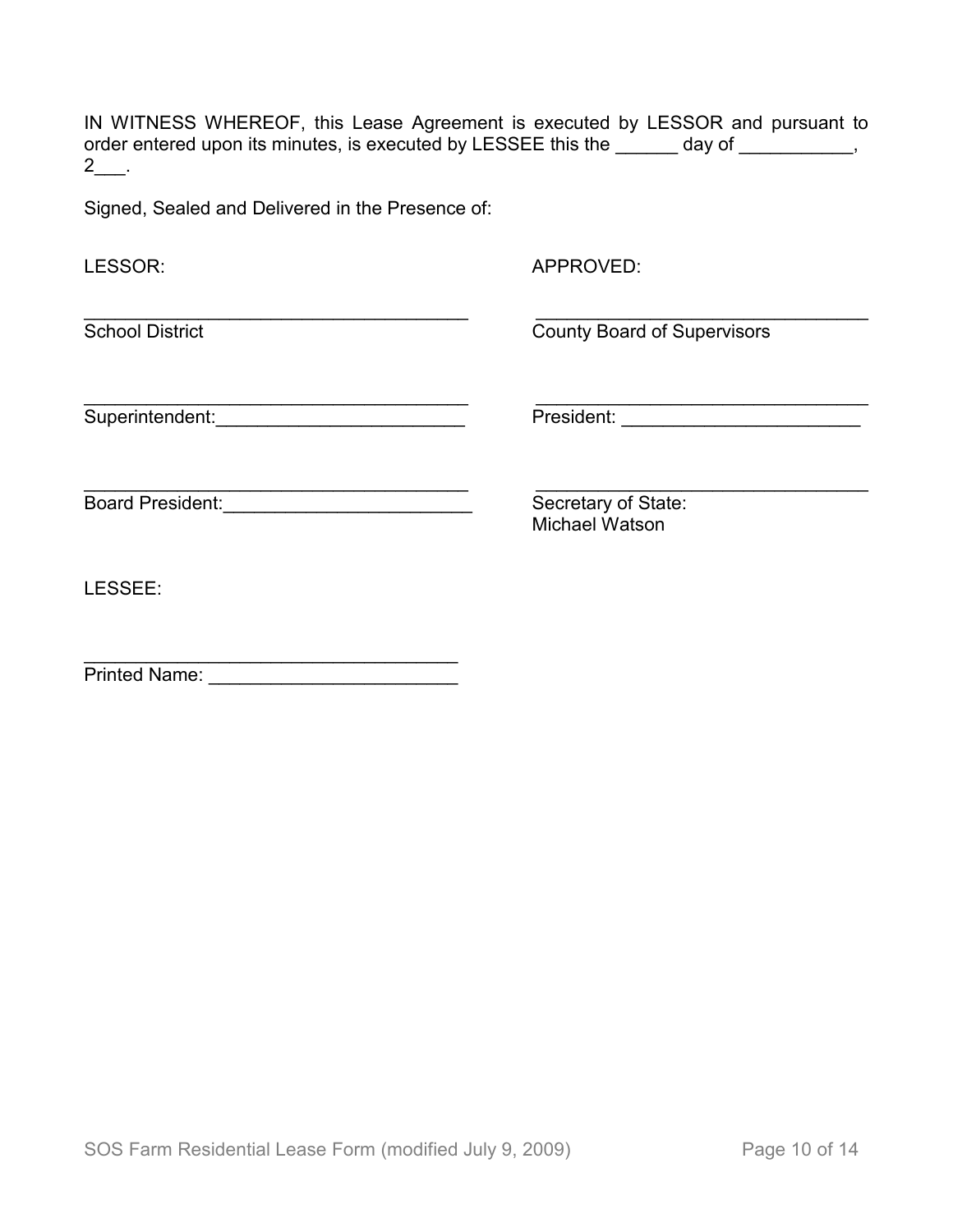IN WITNESS WHEREOF, this Lease Agreement is executed by LESSOR and pursuant to order entered upon its minutes, is executed by LESSEE this the ______ day of ___________, 2___.

Signed, Sealed and Delivered in the Presence of:

LESSOR:

_______________________________________
School District

_______________________________________
Superintendent:________________________

_______________________________________
Board President:_______________________

APPROVED:

_________________________________
County Board of Supervisors

_________________________________
President: _______________________

_________________________________
Secretary of State:
Michael Watson

LESSEE:

_____________________________________
Printed Name: _______________________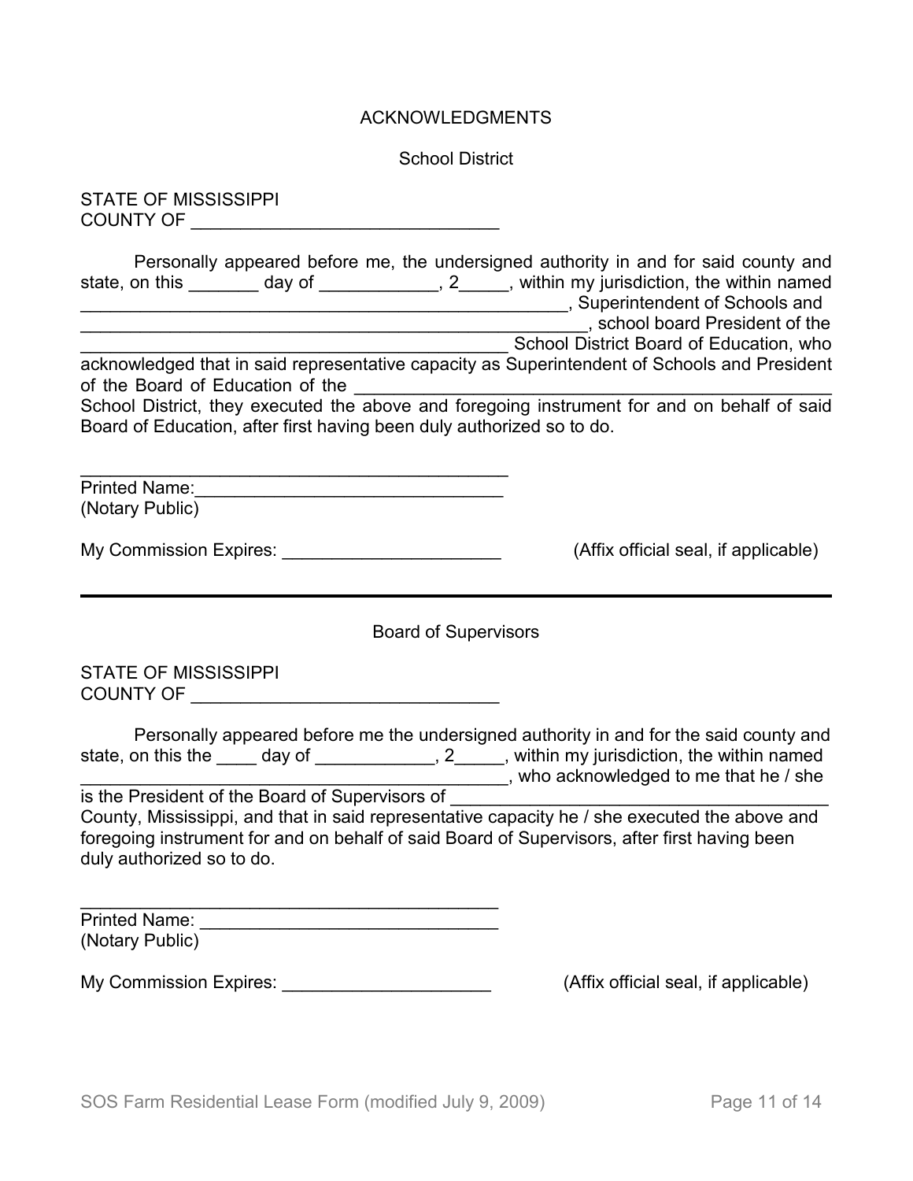# ACKNOWLEDGMENTS

## School District

STATE OF MISSISSIPPI
COUNTY OF _______________________________

Personally appeared before me, the undersigned authority in and for said county and state, on this _______ day of ____________, 2_____, within my jurisdiction, the within named _____________________________________________________, Superintendent of Schools and ______________________________________________________, school board President of the ___________________________________________ School District Board of Education, who acknowledged that in said representative capacity as Superintendent of Schools and President of the Board of Education of the __________________________________________________ School District, they executed the above and foregoing instrument for and on behalf of said Board of Education, after first having been duly authorized so to do.

_____________________________________________
Printed Name:________________________________
(Notary Public)

My Commission Expires: ______________________ (Affix official seal, if applicable)

---

## Board of Supervisors

STATE OF MISSISSIPPI
COUNTY OF _______________________________

Personally appeared before me the undersigned authority in and for the said county and state, on this the ____ day of ____________, 2_____, within my jurisdiction, the within named _____________________________________________, who acknowledged to me that he / she is the President of the Board of Supervisors of ________________________________________ County, Mississippi, and that in said representative capacity he / she executed the above and foregoing instrument for and on behalf of said Board of Supervisors, after first having been duly authorized so to do.

_____________________________________________
Printed Name: _______________________________
(Notary Public)

My Commission Expires: _____________________ (Affix official seal, if applicable)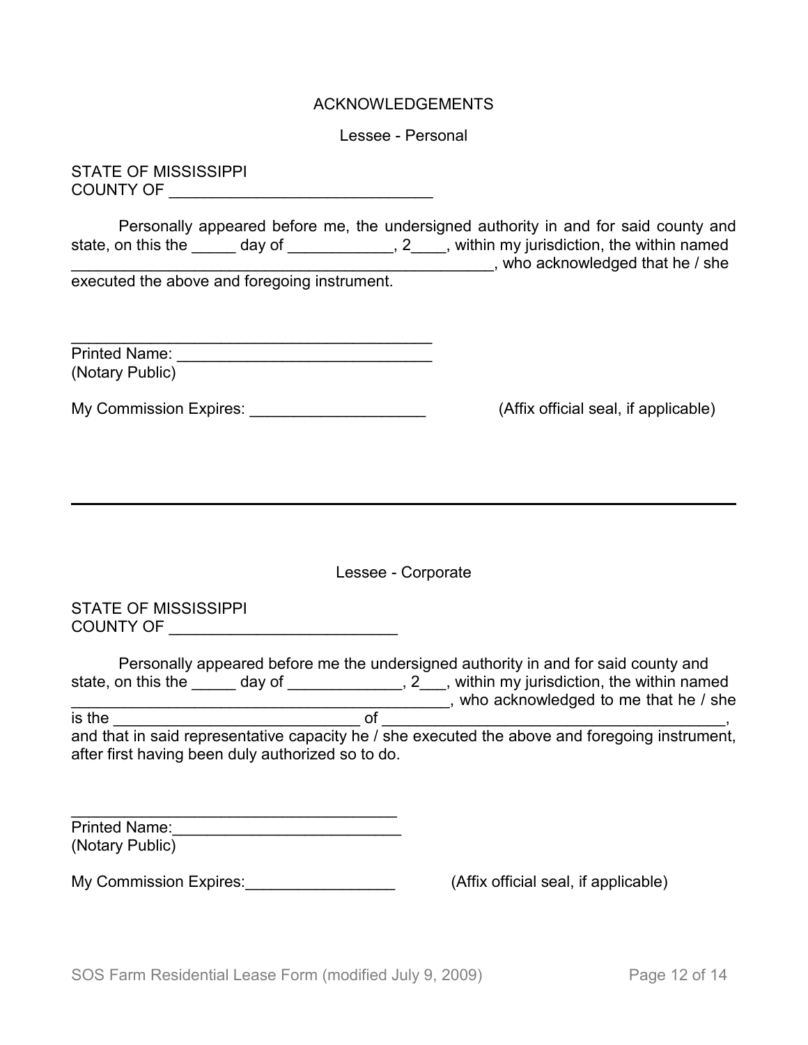# ACKNOWLEDGEMENTS

## Lessee - Personal

STATE OF MISSISSIPPI
COUNTY OF ______________________________

Personally appeared before me, the undersigned authority in and for said county and state, on this the _____ day of ____________, 2____, within my jurisdiction, the within named __________________________________________________, who acknowledged that he / she executed the above and foregoing instrument.

__________________________________________
Printed Name: ______________________________
(Notary Public)

My Commission Expires: ____________________ (Affix official seal, if applicable)

---

## Lessee - Corporate

STATE OF MISSISSIPPI
COUNTY OF __________________________

Personally appeared before me the undersigned authority in and for said county and state, on this the _____ day of _____________, 2___, within my jurisdiction, the within named ____________________________________________, who acknowledged to me that he / she is the _____________________________ of ________________________________________, and that in said representative capacity he / she executed the above and foregoing instrument, after first having been duly authorized so to do.

______________________________________
Printed Name:__________________________
(Notary Public)

My Commission Expires:_________________ (Affix official seal, if applicable)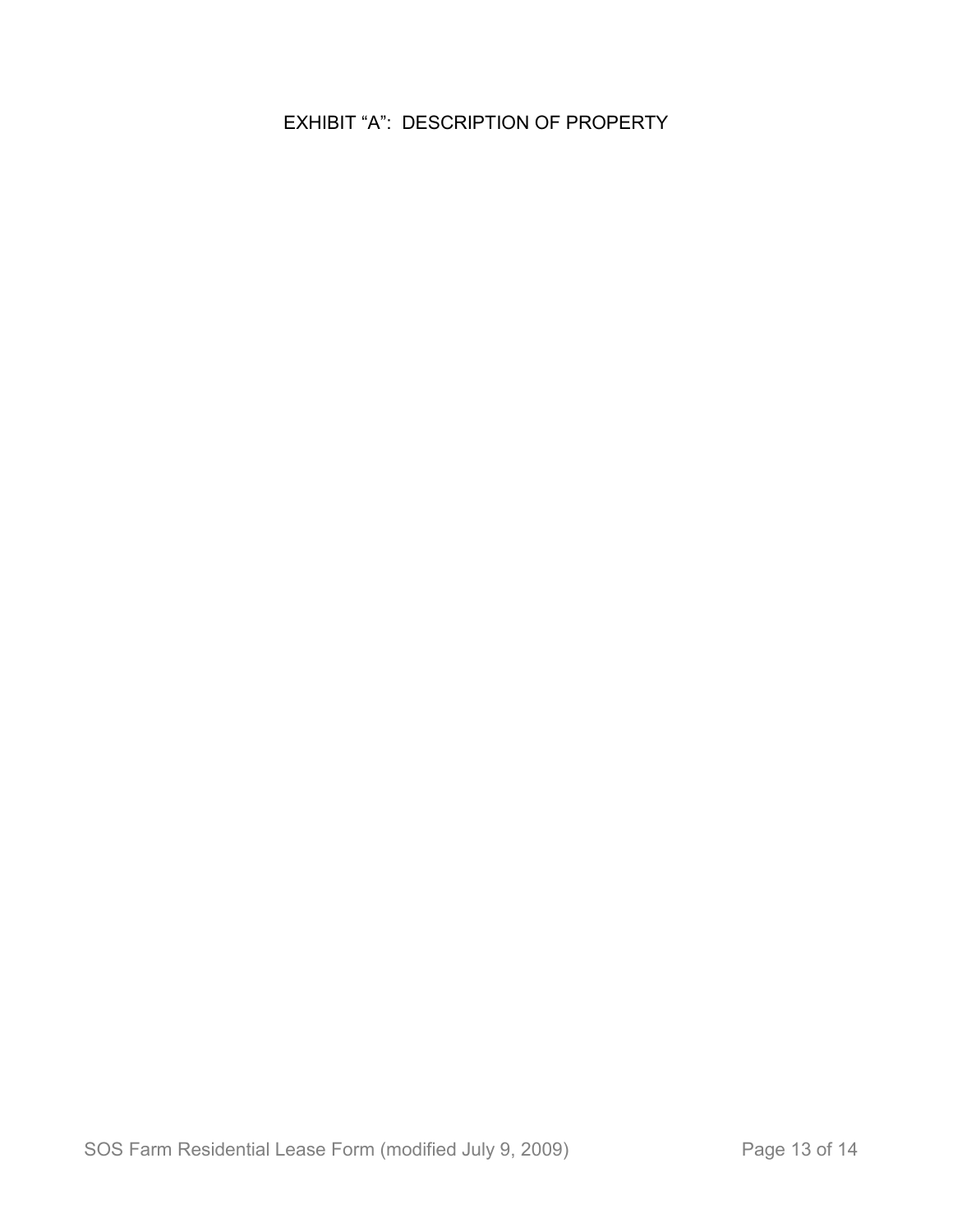# EXHIBIT “A”: DESCRIPTION OF PROPERTY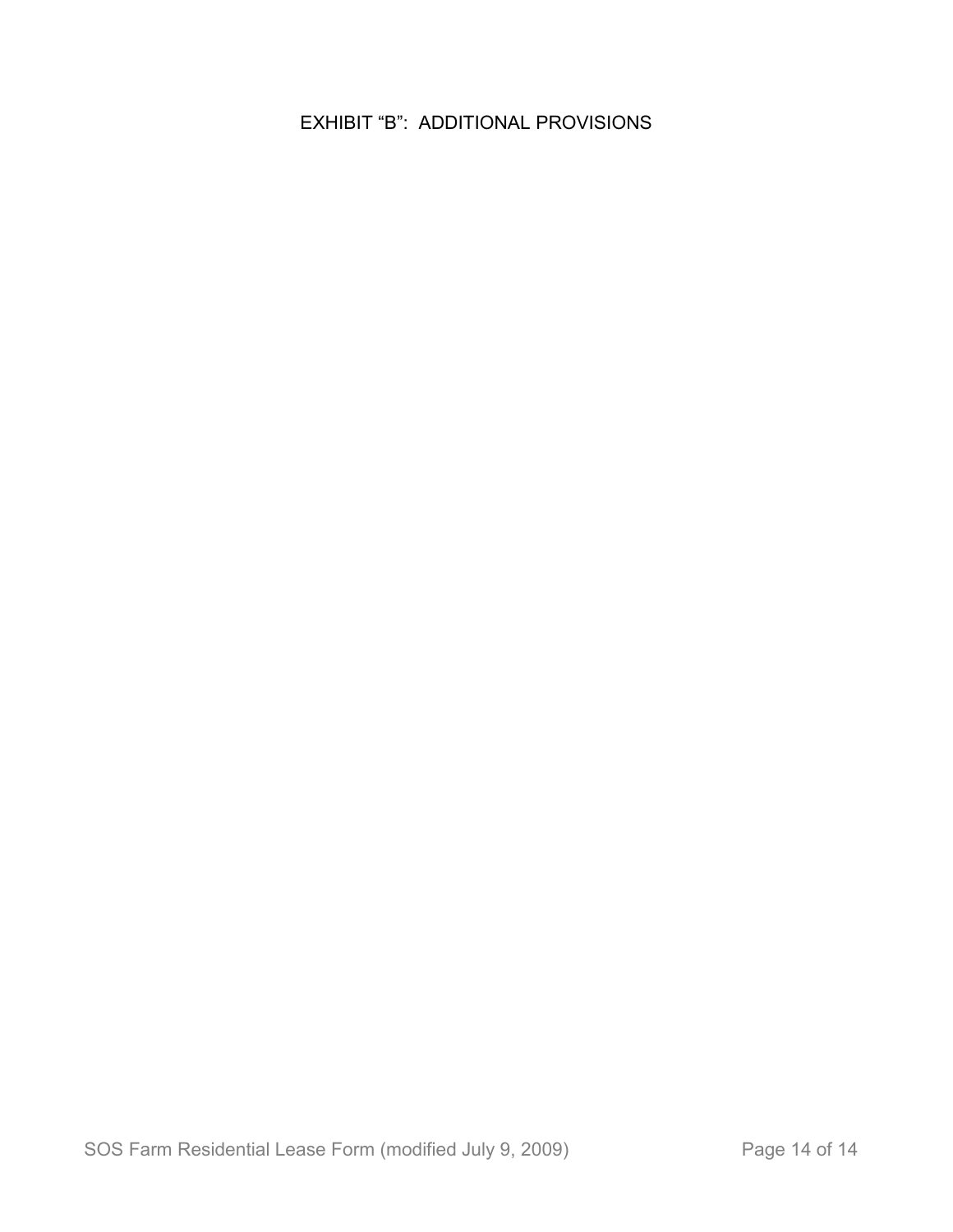# EXHIBIT “B”: ADDITIONAL PROVISIONS